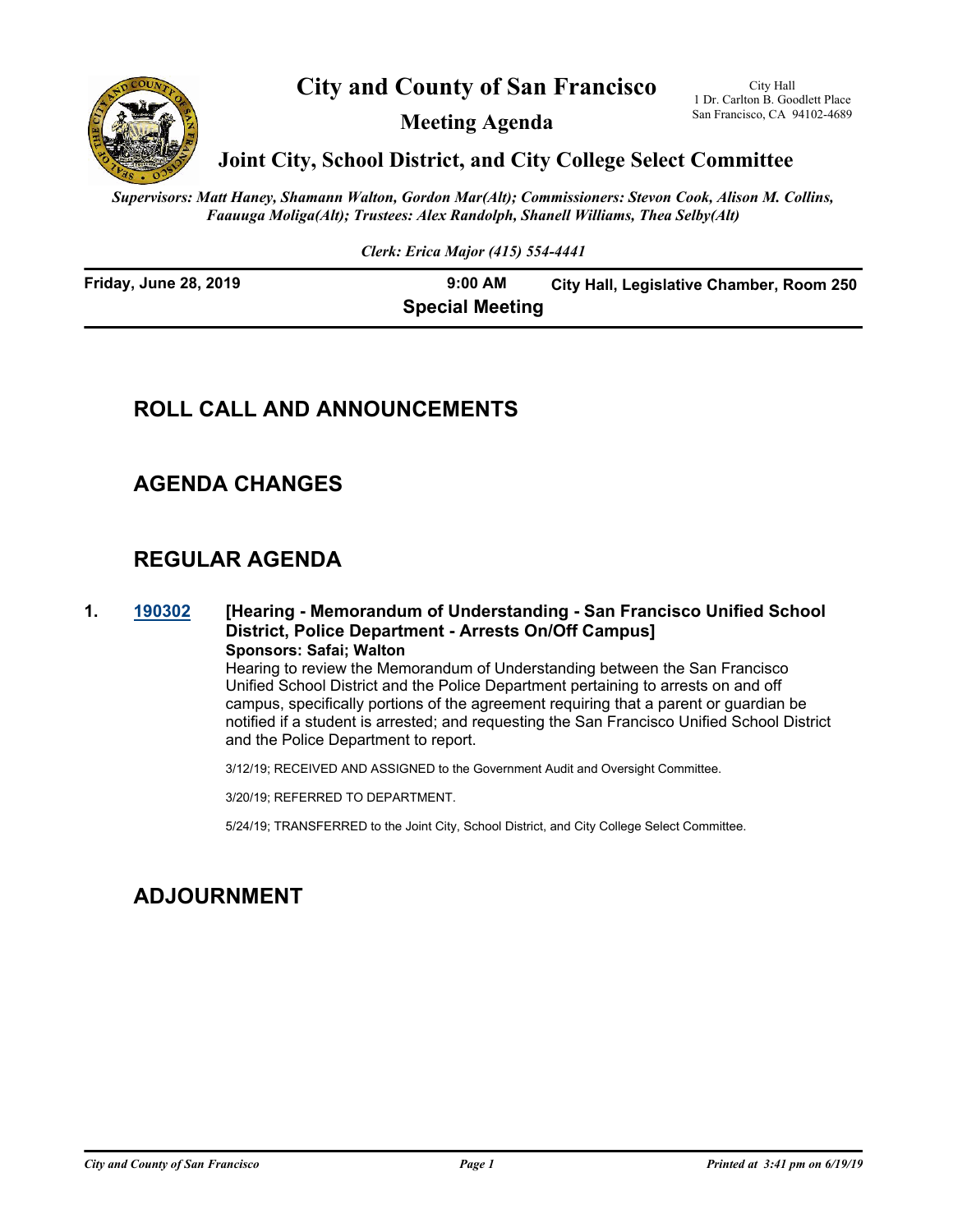# City and County of San Francisco

City Hall
1 Dr. Carlton B. Goodlett Place
San Francisco, CA 94102-4689

## Meeting Agenda

## Joint City, School District, and City College Select Committee

*Supervisors: Matt Haney, Shamann Walton, Gordon Mar(Alt); Commissioners: Stevon Cook, Alison M. Collins, Faauuga Moliga(Alt); Trustees: Alex Randolph, Shanell Williams, Thea Selby(Alt)*

*Clerk: Erica Major (415) 554-4441*

**Friday, June 28, 2019** | **9:00 AM** | **City Hall, Legislative Chamber, Room 250**

**Special Meeting**

## ROLL CALL AND ANNOUNCEMENTS

## AGENDA CHANGES

## REGULAR AGENDA

**1. [190302](190302) [Hearing - Memorandum of Understanding - San Francisco Unified School District, Police Department - Arrests On/Off Campus]**

**Sponsors: Safai; Walton**

Hearing to review the Memorandum of Understanding between the San Francisco Unified School District and the Police Department pertaining to arrests on and off campus, specifically portions of the agreement requiring that a parent or guardian be notified if a student is arrested; and requesting the San Francisco Unified School District and the Police Department to report.

3/12/19; RECEIVED AND ASSIGNED to the Government Audit and Oversight Committee.

3/20/19; REFERRED TO DEPARTMENT.

5/24/19; TRANSFERRED to the Joint City, School District, and City College Select Committee.

## ADJOURNMENT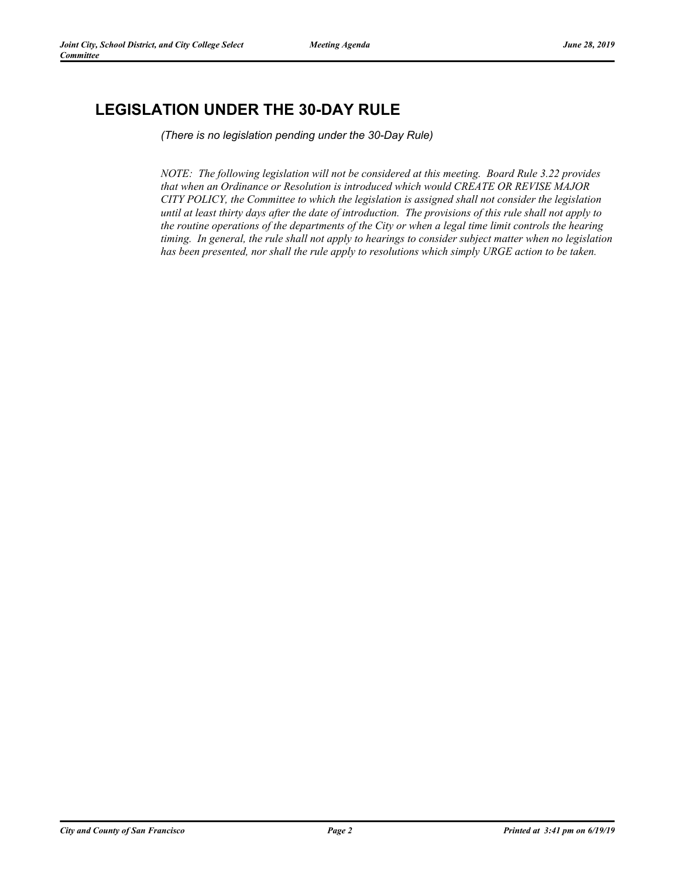## LEGISLATION UNDER THE 30-DAY RULE

*(There is no legislation pending under the 30-Day Rule)*

*NOTE: The following legislation will not be considered at this meeting. Board Rule 3.22 provides that when an Ordinance or Resolution is introduced which would CREATE OR REVISE MAJOR CITY POLICY, the Committee to which the legislation is assigned shall not consider the legislation until at least thirty days after the date of introduction. The provisions of this rule shall not apply to the routine operations of the departments of the City or when a legal time limit controls the hearing timing. In general, the rule shall not apply to hearings to consider subject matter when no legislation has been presented, nor shall the rule apply to resolutions which simply URGE action to be taken.*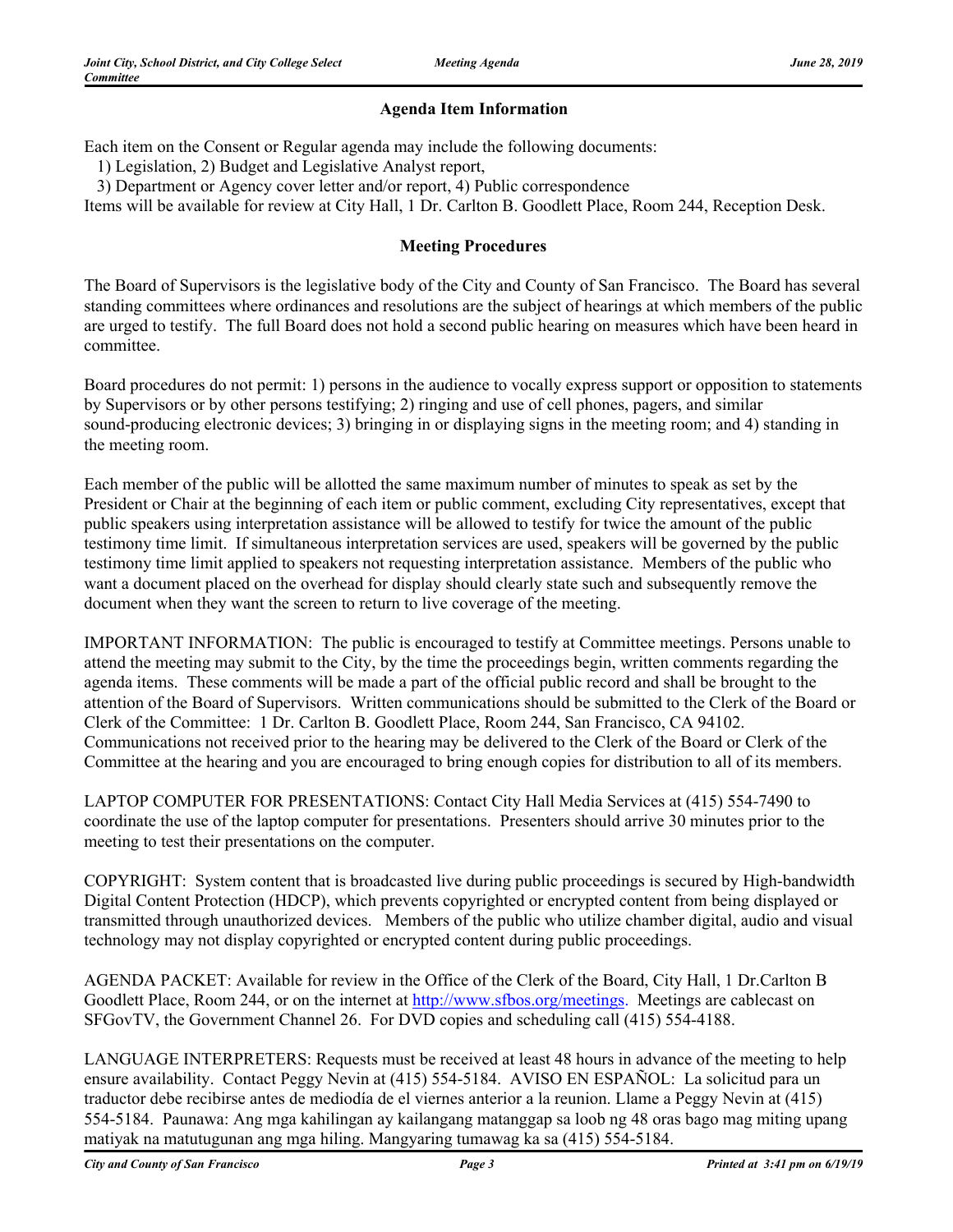## Agenda Item Information

Each item on the Consent or Regular agenda may include the following documents:

1) Legislation, 2) Budget and Legislative Analyst report,
3) Department or Agency cover letter and/or report, 4) Public correspondence

Items will be available for review at City Hall, 1 Dr. Carlton B. Goodlett Place, Room 244, Reception Desk.

## Meeting Procedures

The Board of Supervisors is the legislative body of the City and County of San Francisco. The Board has several standing committees where ordinances and resolutions are the subject of hearings at which members of the public are urged to testify. The full Board does not hold a second public hearing on measures which have been heard in committee.

Board procedures do not permit: 1) persons in the audience to vocally express support or opposition to statements by Supervisors or by other persons testifying; 2) ringing and use of cell phones, pagers, and similar sound-producing electronic devices; 3) bringing in or displaying signs in the meeting room; and 4) standing in the meeting room.

Each member of the public will be allotted the same maximum number of minutes to speak as set by the President or Chair at the beginning of each item or public comment, excluding City representatives, except that public speakers using interpretation assistance will be allowed to testify for twice the amount of the public testimony time limit. If simultaneous interpretation services are used, speakers will be governed by the public testimony time limit applied to speakers not requesting interpretation assistance. Members of the public who want a document placed on the overhead for display should clearly state such and subsequently remove the document when they want the screen to return to live coverage of the meeting.

IMPORTANT INFORMATION: The public is encouraged to testify at Committee meetings. Persons unable to attend the meeting may submit to the City, by the time the proceedings begin, written comments regarding the agenda items. These comments will be made a part of the official public record and shall be brought to the attention of the Board of Supervisors. Written communications should be submitted to the Clerk of the Board or Clerk of the Committee: 1 Dr. Carlton B. Goodlett Place, Room 244, San Francisco, CA 94102. Communications not received prior to the hearing may be delivered to the Clerk of the Board or Clerk of the Committee at the hearing and you are encouraged to bring enough copies for distribution to all of its members.

LAPTOP COMPUTER FOR PRESENTATIONS: Contact City Hall Media Services at (415) 554-7490 to coordinate the use of the laptop computer for presentations. Presenters should arrive 30 minutes prior to the meeting to test their presentations on the computer.

COPYRIGHT: System content that is broadcasted live during public proceedings is secured by High-bandwidth Digital Content Protection (HDCP), which prevents copyrighted or encrypted content from being displayed or transmitted through unauthorized devices. Members of the public who utilize chamber digital, audio and visual technology may not display copyrighted or encrypted content during public proceedings.

AGENDA PACKET: Available for review in the Office of the Clerk of the Board, City Hall, 1 Dr.Carlton B Goodlett Place, Room 244, or on the internet at [http://www.sfbos.org/meetings](http://www.sfbos.org/meetings). Meetings are cablecast on SFGovTV, the Government Channel 26. For DVD copies and scheduling call (415) 554-4188.

LANGUAGE INTERPRETERS: Requests must be received at least 48 hours in advance of the meeting to help ensure availability. Contact Peggy Nevin at (415) 554-5184. AVISO EN ESPAÑOL: La solicitud para un traductor debe recibirse antes de mediodía de el viernes anterior a la reunion. Llame a Peggy Nevin at (415) 554-5184. Paunawa: Ang mga kahilingan ay kailangang matanggap sa loob ng 48 oras bago mag miting upang matiyak na matutugunan ang mga hiling. Mangyaring tumawag ka sa (415) 554-5184.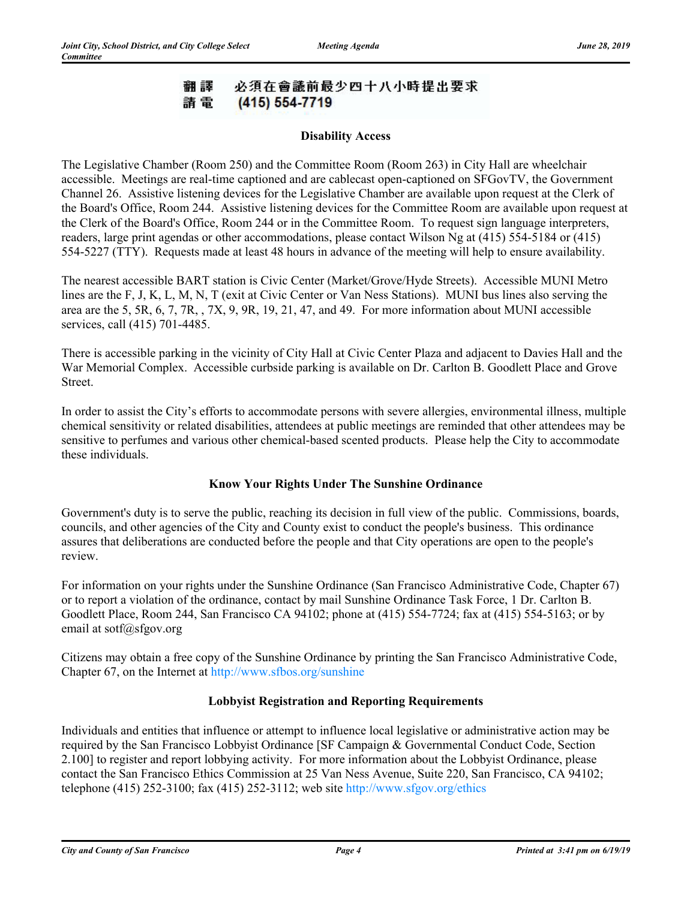翻譯　必須在會議前最少四十八小時提出要求
請電　(415) 554-7719

### Disability Access

The Legislative Chamber (Room 250) and the Committee Room (Room 263) in City Hall are wheelchair accessible. Meetings are real-time captioned and are cablecast open-captioned on SFGovTV, the Government Channel 26. Assistive listening devices for the Legislative Chamber are available upon request at the Clerk of the Board's Office, Room 244. Assistive listening devices for the Committee Room are available upon request at the Clerk of the Board's Office, Room 244 or in the Committee Room. To request sign language interpreters, readers, large print agendas or other accommodations, please contact Wilson Ng at (415) 554-5184 or (415) 554-5227 (TTY). Requests made at least 48 hours in advance of the meeting will help to ensure availability.

The nearest accessible BART station is Civic Center (Market/Grove/Hyde Streets). Accessible MUNI Metro lines are the F, J, K, L, M, N, T (exit at Civic Center or Van Ness Stations). MUNI bus lines also serving the area are the 5, 5R, 6, 7, 7R, , 7X, 9, 9R, 19, 21, 47, and 49. For more information about MUNI accessible services, call (415) 701-4485.

There is accessible parking in the vicinity of City Hall at Civic Center Plaza and adjacent to Davies Hall and the War Memorial Complex. Accessible curbside parking is available on Dr. Carlton B. Goodlett Place and Grove Street.

In order to assist the City's efforts to accommodate persons with severe allergies, environmental illness, multiple chemical sensitivity or related disabilities, attendees at public meetings are reminded that other attendees may be sensitive to perfumes and various other chemical-based scented products. Please help the City to accommodate these individuals.

### Know Your Rights Under The Sunshine Ordinance

Government's duty is to serve the public, reaching its decision in full view of the public. Commissions, boards, councils, and other agencies of the City and County exist to conduct the people's business. This ordinance assures that deliberations are conducted before the people and that City operations are open to the people's review.

For information on your rights under the Sunshine Ordinance (San Francisco Administrative Code, Chapter 67) or to report a violation of the ordinance, contact by mail Sunshine Ordinance Task Force, 1 Dr. Carlton B. Goodlett Place, Room 244, San Francisco CA 94102; phone at (415) 554-7724; fax at (415) 554-5163; or by email at sotf@sfgov.org

Citizens may obtain a free copy of the Sunshine Ordinance by printing the San Francisco Administrative Code, Chapter 67, on the Internet at http://www.sfbos.org/sunshine

### Lobbyist Registration and Reporting Requirements

Individuals and entities that influence or attempt to influence local legislative or administrative action may be required by the San Francisco Lobbyist Ordinance [SF Campaign & Governmental Conduct Code, Section 2.100] to register and report lobbying activity. For more information about the Lobbyist Ordinance, please contact the San Francisco Ethics Commission at 25 Van Ness Avenue, Suite 220, San Francisco, CA 94102; telephone (415) 252-3100; fax (415) 252-3112; web site http://www.sfgov.org/ethics